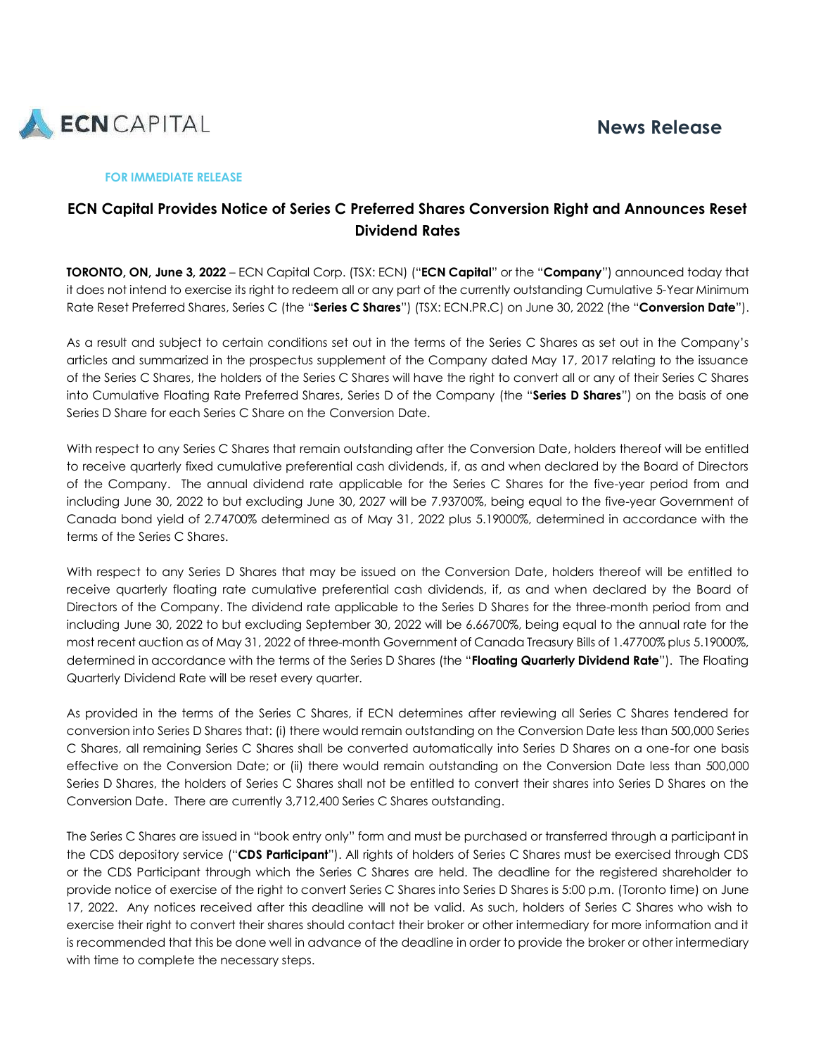ECN CAPITAL

# News Release

**FOR IMMEDIATE RELEASE**

## ECN Capital Provides Notice of Series C Preferred Shares Conversion Right and Announces Reset Dividend Rates

**TORONTO, ON, June 3, 2022** – ECN Capital Corp. (TSX: ECN) ("**ECN Capital**" or the "**Company**") announced today that it does not intend to exercise its right to redeem all or any part of the currently outstanding Cumulative 5-Year Minimum Rate Reset Preferred Shares, Series C (the "**Series C Shares**") (TSX: ECN.PR.C) on June 30, 2022 (the "**Conversion Date**").

As a result and subject to certain conditions set out in the terms of the Series C Shares as set out in the Company's articles and summarized in the prospectus supplement of the Company dated May 17, 2017 relating to the issuance of the Series C Shares, the holders of the Series C Shares will have the right to convert all or any of their Series C Shares into Cumulative Floating Rate Preferred Shares, Series D of the Company (the "**Series D Shares**") on the basis of one Series D Share for each Series C Share on the Conversion Date.

With respect to any Series C Shares that remain outstanding after the Conversion Date, holders thereof will be entitled to receive quarterly fixed cumulative preferential cash dividends, if, as and when declared by the Board of Directors of the Company. The annual dividend rate applicable for the Series C Shares for the five-year period from and including June 30, 2022 to but excluding June 30, 2027 will be 7.93700%, being equal to the five-year Government of Canada bond yield of 2.74700% determined as of May 31, 2022 plus 5.19000%, determined in accordance with the terms of the Series C Shares.

With respect to any Series D Shares that may be issued on the Conversion Date, holders thereof will be entitled to receive quarterly floating rate cumulative preferential cash dividends, if, as and when declared by the Board of Directors of the Company. The dividend rate applicable to the Series D Shares for the three-month period from and including June 30, 2022 to but excluding September 30, 2022 will be 6.66700%, being equal to the annual rate for the most recent auction as of May 31, 2022 of three-month Government of Canada Treasury Bills of 1.47700% plus 5.19000%, determined in accordance with the terms of the Series D Shares (the "**Floating Quarterly Dividend Rate**"). The Floating Quarterly Dividend Rate will be reset every quarter.

As provided in the terms of the Series C Shares, if ECN determines after reviewing all Series C Shares tendered for conversion into Series D Shares that: (i) there would remain outstanding on the Conversion Date less than 500,000 Series C Shares, all remaining Series C Shares shall be converted automatically into Series D Shares on a one-for one basis effective on the Conversion Date; or (ii) there would remain outstanding on the Conversion Date less than 500,000 Series D Shares, the holders of Series C Shares shall not be entitled to convert their shares into Series D Shares on the Conversion Date. There are currently 3,712,400 Series C Shares outstanding.

The Series C Shares are issued in "book entry only" form and must be purchased or transferred through a participant in the CDS depository service ("**CDS Participant**"). All rights of holders of Series C Shares must be exercised through CDS or the CDS Participant through which the Series C Shares are held. The deadline for the registered shareholder to provide notice of exercise of the right to convert Series C Shares into Series D Shares is 5:00 p.m. (Toronto time) on June 17, 2022. Any notices received after this deadline will not be valid. As such, holders of Series C Shares who wish to exercise their right to convert their shares should contact their broker or other intermediary for more information and it is recommended that this be done well in advance of the deadline in order to provide the broker or other intermediary with time to complete the necessary steps.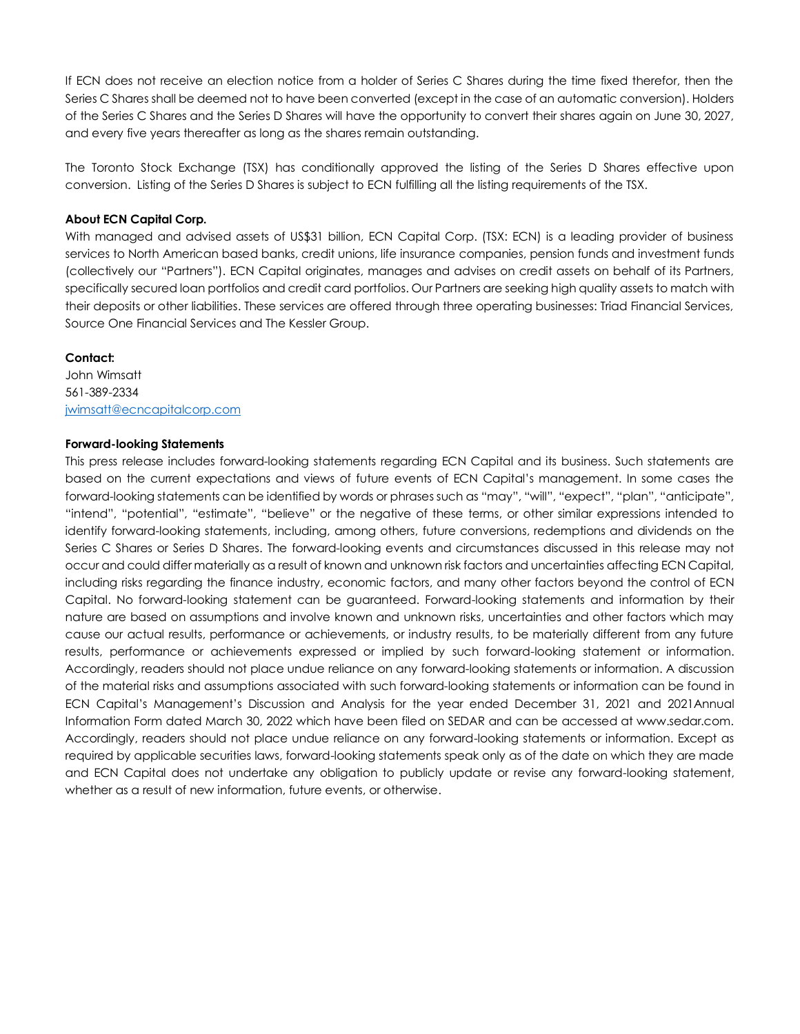If ECN does not receive an election notice from a holder of Series C Shares during the time fixed therefor, then the Series C Shares shall be deemed not to have been converted (except in the case of an automatic conversion). Holders of the Series C Shares and the Series D Shares will have the opportunity to convert their shares again on June 30, 2027, and every five years thereafter as long as the shares remain outstanding.

The Toronto Stock Exchange (TSX) has conditionally approved the listing of the Series D Shares effective upon conversion. Listing of the Series D Shares is subject to ECN fulfilling all the listing requirements of the TSX.

**About ECN Capital Corp.**

With managed and advised assets of US$31 billion, ECN Capital Corp. (TSX: ECN) is a leading provider of business services to North American based banks, credit unions, life insurance companies, pension funds and investment funds (collectively our "Partners"). ECN Capital originates, manages and advises on credit assets on behalf of its Partners, specifically secured loan portfolios and credit card portfolios. Our Partners are seeking high quality assets to match with their deposits or other liabilities. These services are offered through three operating businesses: Triad Financial Services, Source One Financial Services and The Kessler Group.

**Contact:**

John Wimsatt
561-389-2334
jwimsatt@ecncapitalcorp.com

**Forward-looking Statements**

This press release includes forward-looking statements regarding ECN Capital and its business. Such statements are based on the current expectations and views of future events of ECN Capital's management. In some cases the forward-looking statements can be identified by words or phrases such as "may", "will", "expect", "plan", "anticipate", "intend", "potential", "estimate", "believe" or the negative of these terms, or other similar expressions intended to identify forward-looking statements, including, among others, future conversions, redemptions and dividends on the Series C Shares or Series D Shares. The forward-looking events and circumstances discussed in this release may not occur and could differ materially as a result of known and unknown risk factors and uncertainties affecting ECN Capital, including risks regarding the finance industry, economic factors, and many other factors beyond the control of ECN Capital. No forward-looking statement can be guaranteed. Forward-looking statements and information by their nature are based on assumptions and involve known and unknown risks, uncertainties and other factors which may cause our actual results, performance or achievements, or industry results, to be materially different from any future results, performance or achievements expressed or implied by such forward-looking statement or information. Accordingly, readers should not place undue reliance on any forward-looking statements or information. A discussion of the material risks and assumptions associated with such forward-looking statements or information can be found in ECN Capital's Management's Discussion and Analysis for the year ended December 31, 2021 and 2021Annual Information Form dated March 30, 2022 which have been filed on SEDAR and can be accessed at www.sedar.com. Accordingly, readers should not place undue reliance on any forward-looking statements or information. Except as required by applicable securities laws, forward-looking statements speak only as of the date on which they are made and ECN Capital does not undertake any obligation to publicly update or revise any forward-looking statement, whether as a result of new information, future events, or otherwise.